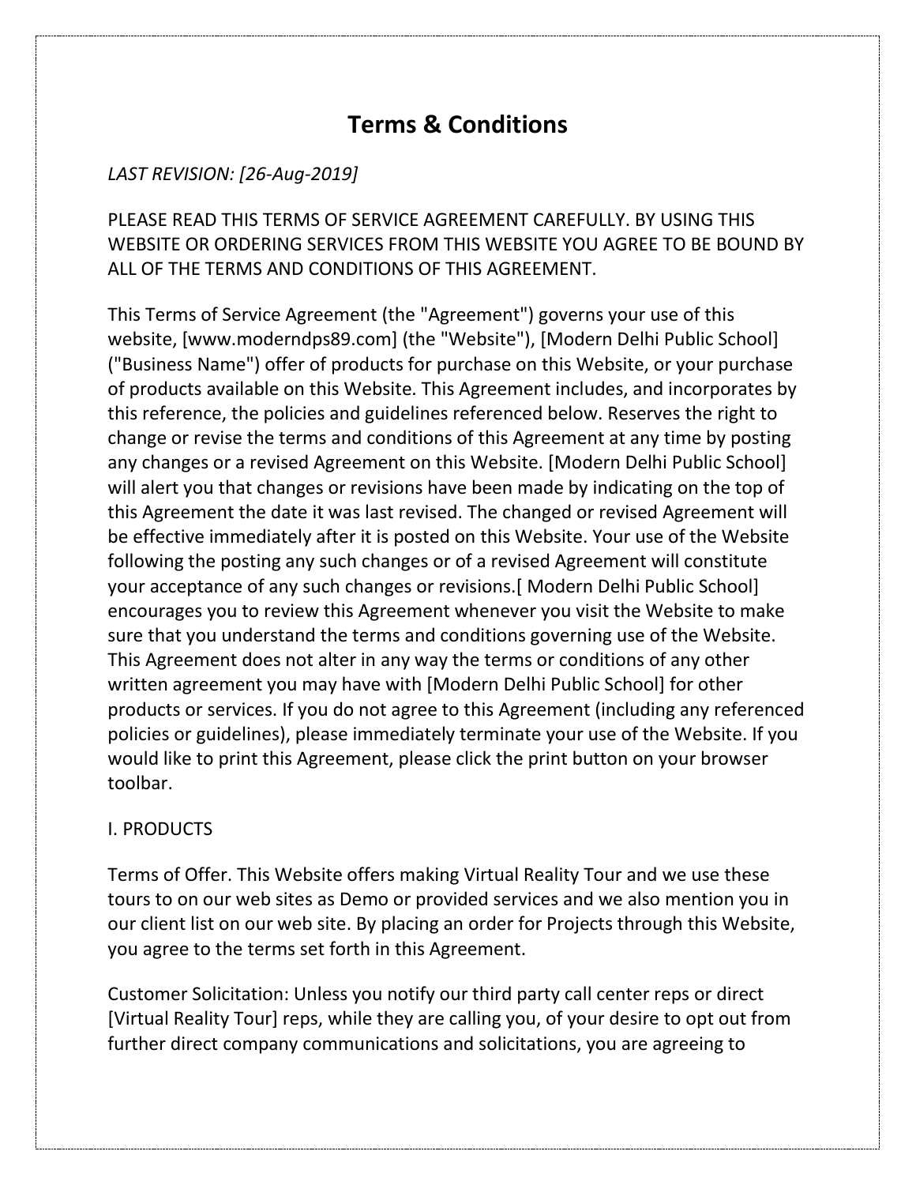# Terms & Conditions

*LAST REVISION: [26-Aug-2019]*

PLEASE READ THIS TERMS OF SERVICE AGREEMENT CAREFULLY. BY USING THIS WEBSITE OR ORDERING SERVICES FROM THIS WEBSITE YOU AGREE TO BE BOUND BY ALL OF THE TERMS AND CONDITIONS OF THIS AGREEMENT.

This Terms of Service Agreement (the "Agreement") governs your use of this website, [www.moderndps89.com] (the "Website"), [Modern Delhi Public School] ("Business Name") offer of products for purchase on this Website, or your purchase of products available on this Website. This Agreement includes, and incorporates by this reference, the policies and guidelines referenced below. Reserves the right to change or revise the terms and conditions of this Agreement at any time by posting any changes or a revised Agreement on this Website. [Modern Delhi Public School] will alert you that changes or revisions have been made by indicating on the top of this Agreement the date it was last revised. The changed or revised Agreement will be effective immediately after it is posted on this Website. Your use of the Website following the posting any such changes or of a revised Agreement will constitute your acceptance of any such changes or revisions.[ Modern Delhi Public School] encourages you to review this Agreement whenever you visit the Website to make sure that you understand the terms and conditions governing use of the Website. This Agreement does not alter in any way the terms or conditions of any other written agreement you may have with [Modern Delhi Public School] for other products or services. If you do not agree to this Agreement (including any referenced policies or guidelines), please immediately terminate your use of the Website. If you would like to print this Agreement, please click the print button on your browser toolbar.

I. PRODUCTS

Terms of Offer. This Website offers making Virtual Reality Tour and we use these tours to on our web sites as Demo or provided services and we also mention you in our client list on our web site. By placing an order for Projects through this Website, you agree to the terms set forth in this Agreement.

Customer Solicitation: Unless you notify our third party call center reps or direct [Virtual Reality Tour] reps, while they are calling you, of your desire to opt out from further direct company communications and solicitations, you are agreeing to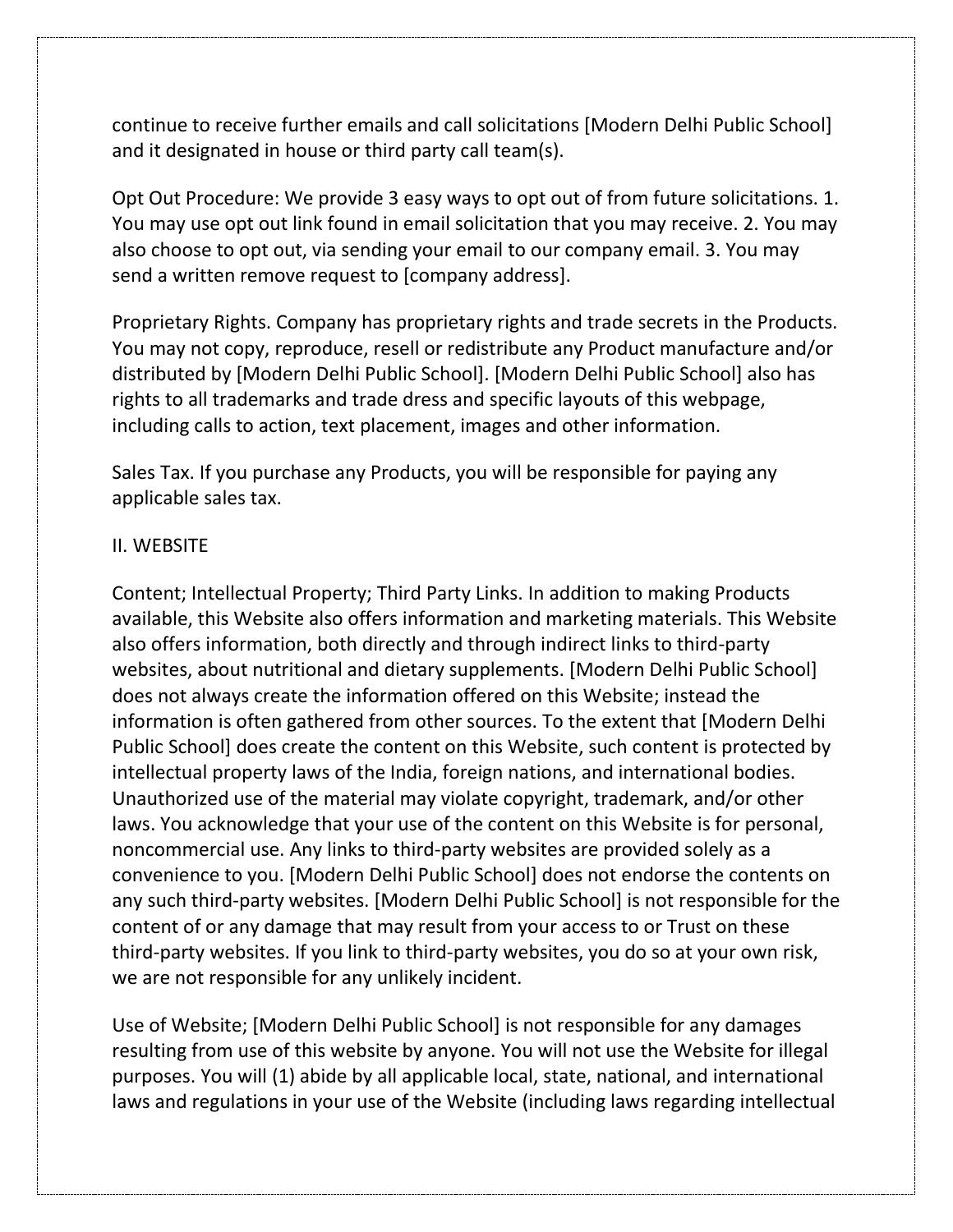continue to receive further emails and call solicitations [Modern Delhi Public School] and it designated in house or third party call team(s).

Opt Out Procedure: We provide 3 easy ways to opt out of from future solicitations. 1. You may use opt out link found in email solicitation that you may receive. 2. You may also choose to opt out, via sending your email to our company email. 3. You may send a written remove request to [company address].

Proprietary Rights. Company has proprietary rights and trade secrets in the Products. You may not copy, reproduce, resell or redistribute any Product manufacture and/or distributed by [Modern Delhi Public School]. [Modern Delhi Public School] also has rights to all trademarks and trade dress and specific layouts of this webpage, including calls to action, text placement, images and other information.

Sales Tax. If you purchase any Products, you will be responsible for paying any applicable sales tax.

II. WEBSITE

Content; Intellectual Property; Third Party Links. In addition to making Products available, this Website also offers information and marketing materials. This Website also offers information, both directly and through indirect links to third-party websites, about nutritional and dietary supplements. [Modern Delhi Public School] does not always create the information offered on this Website; instead the information is often gathered from other sources. To the extent that [Modern Delhi Public School] does create the content on this Website, such content is protected by intellectual property laws of the India, foreign nations, and international bodies. Unauthorized use of the material may violate copyright, trademark, and/or other laws. You acknowledge that your use of the content on this Website is for personal, noncommercial use. Any links to third-party websites are provided solely as a convenience to you. [Modern Delhi Public School] does not endorse the contents on any such third-party websites. [Modern Delhi Public School] is not responsible for the content of or any damage that may result from your access to or Trust on these third-party websites. If you link to third-party websites, you do so at your own risk, we are not responsible for any unlikely incident.

Use of Website; [Modern Delhi Public School] is not responsible for any damages resulting from use of this website by anyone. You will not use the Website for illegal purposes. You will (1) abide by all applicable local, state, national, and international laws and regulations in your use of the Website (including laws regarding intellectual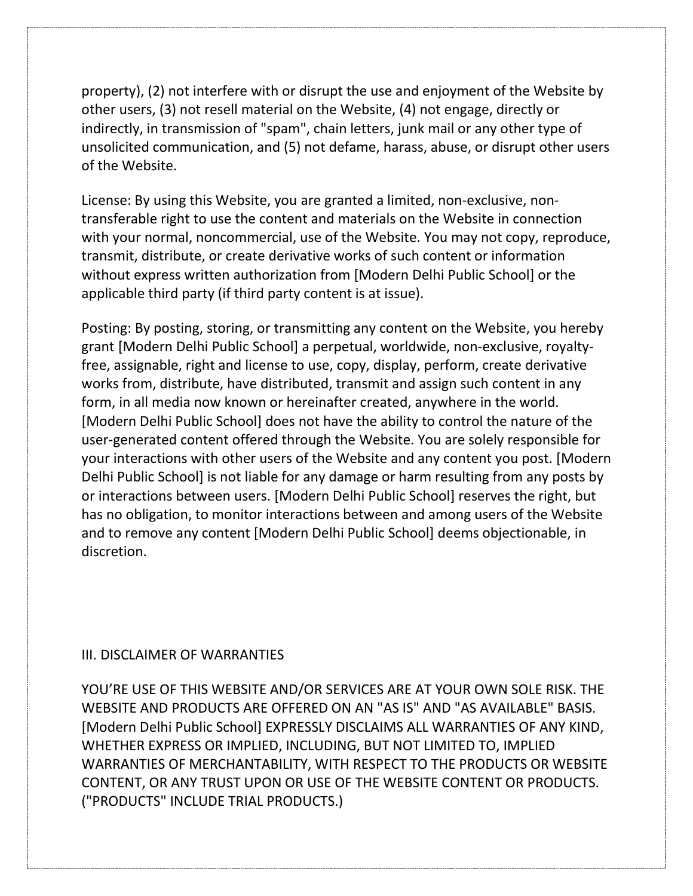property), (2) not interfere with or disrupt the use and enjoyment of the Website by other users, (3) not resell material on the Website, (4) not engage, directly or indirectly, in transmission of "spam", chain letters, junk mail or any other type of unsolicited communication, and (5) not defame, harass, abuse, or disrupt other users of the Website.

License: By using this Website, you are granted a limited, non-exclusive, non-transferable right to use the content and materials on the Website in connection with your normal, noncommercial, use of the Website. You may not copy, reproduce, transmit, distribute, or create derivative works of such content or information without express written authorization from [Modern Delhi Public School] or the applicable third party (if third party content is at issue).

Posting: By posting, storing, or transmitting any content on the Website, you hereby grant [Modern Delhi Public School] a perpetual, worldwide, non-exclusive, royalty-free, assignable, right and license to use, copy, display, perform, create derivative works from, distribute, have distributed, transmit and assign such content in any form, in all media now known or hereinafter created, anywhere in the world. [Modern Delhi Public School] does not have the ability to control the nature of the user-generated content offered through the Website. You are solely responsible for your interactions with other users of the Website and any content you post. [Modern Delhi Public School] is not liable for any damage or harm resulting from any posts by or interactions between users. [Modern Delhi Public School] reserves the right, but has no obligation, to monitor interactions between and among users of the Website and to remove any content [Modern Delhi Public School] deems objectionable, in discretion.

## III. DISCLAIMER OF WARRANTIES

YOU'RE USE OF THIS WEBSITE AND/OR SERVICES ARE AT YOUR OWN SOLE RISK. THE WEBSITE AND PRODUCTS ARE OFFERED ON AN "AS IS" AND "AS AVAILABLE" BASIS. [Modern Delhi Public School] EXPRESSLY DISCLAIMS ALL WARRANTIES OF ANY KIND, WHETHER EXPRESS OR IMPLIED, INCLUDING, BUT NOT LIMITED TO, IMPLIED WARRANTIES OF MERCHANTABILITY, WITH RESPECT TO THE PRODUCTS OR WEBSITE CONTENT, OR ANY TRUST UPON OR USE OF THE WEBSITE CONTENT OR PRODUCTS. ("PRODUCTS" INCLUDE TRIAL PRODUCTS.)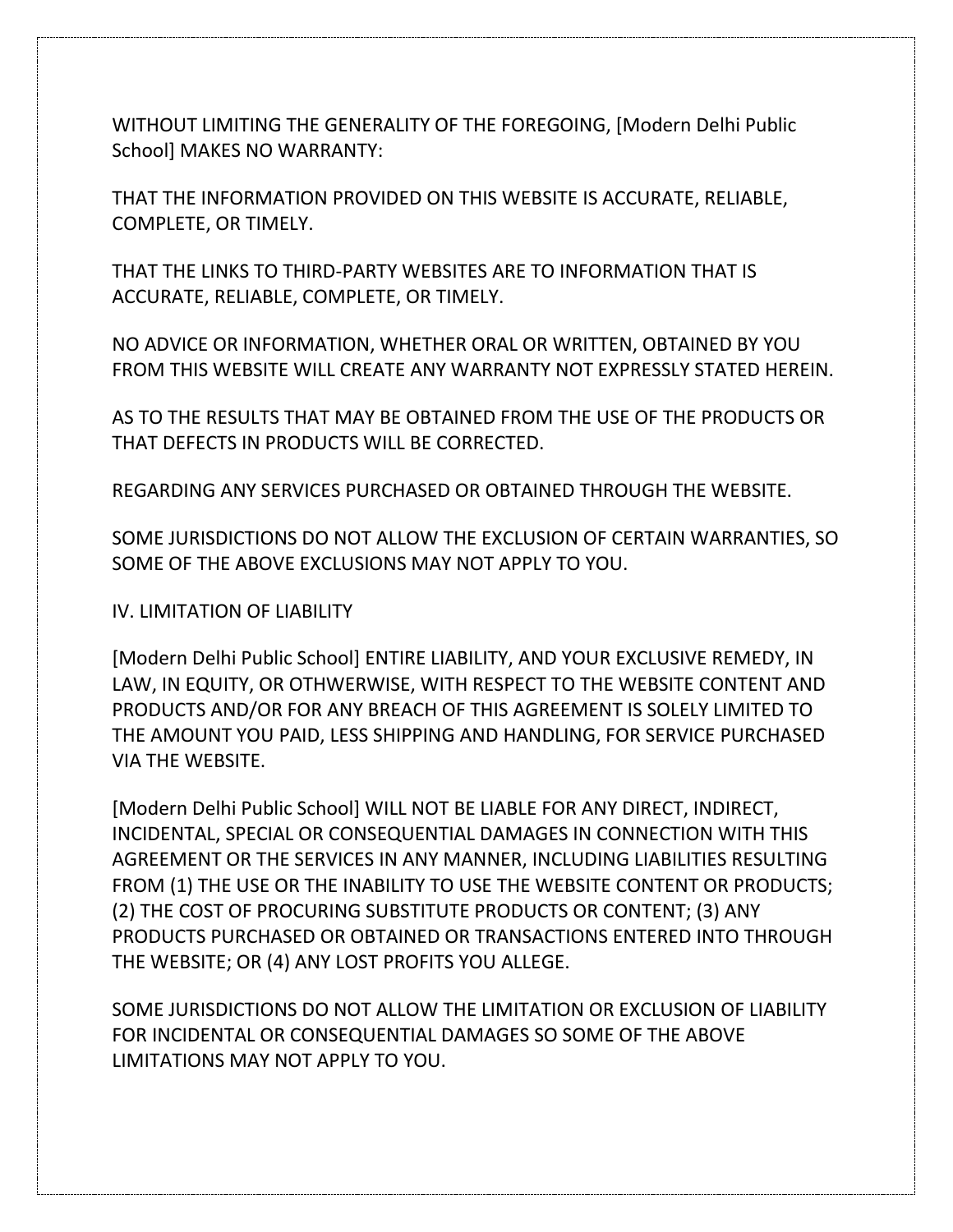WITHOUT LIMITING THE GENERALITY OF THE FOREGOING, [Modern Delhi Public School] MAKES NO WARRANTY:

THAT THE INFORMATION PROVIDED ON THIS WEBSITE IS ACCURATE, RELIABLE, COMPLETE, OR TIMELY.

THAT THE LINKS TO THIRD-PARTY WEBSITES ARE TO INFORMATION THAT IS ACCURATE, RELIABLE, COMPLETE, OR TIMELY.

NO ADVICE OR INFORMATION, WHETHER ORAL OR WRITTEN, OBTAINED BY YOU FROM THIS WEBSITE WILL CREATE ANY WARRANTY NOT EXPRESSLY STATED HEREIN.

AS TO THE RESULTS THAT MAY BE OBTAINED FROM THE USE OF THE PRODUCTS OR THAT DEFECTS IN PRODUCTS WILL BE CORRECTED.

REGARDING ANY SERVICES PURCHASED OR OBTAINED THROUGH THE WEBSITE.

SOME JURISDICTIONS DO NOT ALLOW THE EXCLUSION OF CERTAIN WARRANTIES, SO SOME OF THE ABOVE EXCLUSIONS MAY NOT APPLY TO YOU.

## IV. LIMITATION OF LIABILITY

[Modern Delhi Public School] ENTIRE LIABILITY, AND YOUR EXCLUSIVE REMEDY, IN LAW, IN EQUITY, OR OTHWERWISE, WITH RESPECT TO THE WEBSITE CONTENT AND PRODUCTS AND/OR FOR ANY BREACH OF THIS AGREEMENT IS SOLELY LIMITED TO THE AMOUNT YOU PAID, LESS SHIPPING AND HANDLING, FOR SERVICE PURCHASED VIA THE WEBSITE.

[Modern Delhi Public School] WILL NOT BE LIABLE FOR ANY DIRECT, INDIRECT, INCIDENTAL, SPECIAL OR CONSEQUENTIAL DAMAGES IN CONNECTION WITH THIS AGREEMENT OR THE SERVICES IN ANY MANNER, INCLUDING LIABILITIES RESULTING FROM (1) THE USE OR THE INABILITY TO USE THE WEBSITE CONTENT OR PRODUCTS; (2) THE COST OF PROCURING SUBSTITUTE PRODUCTS OR CONTENT; (3) ANY PRODUCTS PURCHASED OR OBTAINED OR TRANSACTIONS ENTERED INTO THROUGH THE WEBSITE; OR (4) ANY LOST PROFITS YOU ALLEGE.

SOME JURISDICTIONS DO NOT ALLOW THE LIMITATION OR EXCLUSION OF LIABILITY FOR INCIDENTAL OR CONSEQUENTIAL DAMAGES SO SOME OF THE ABOVE LIMITATIONS MAY NOT APPLY TO YOU.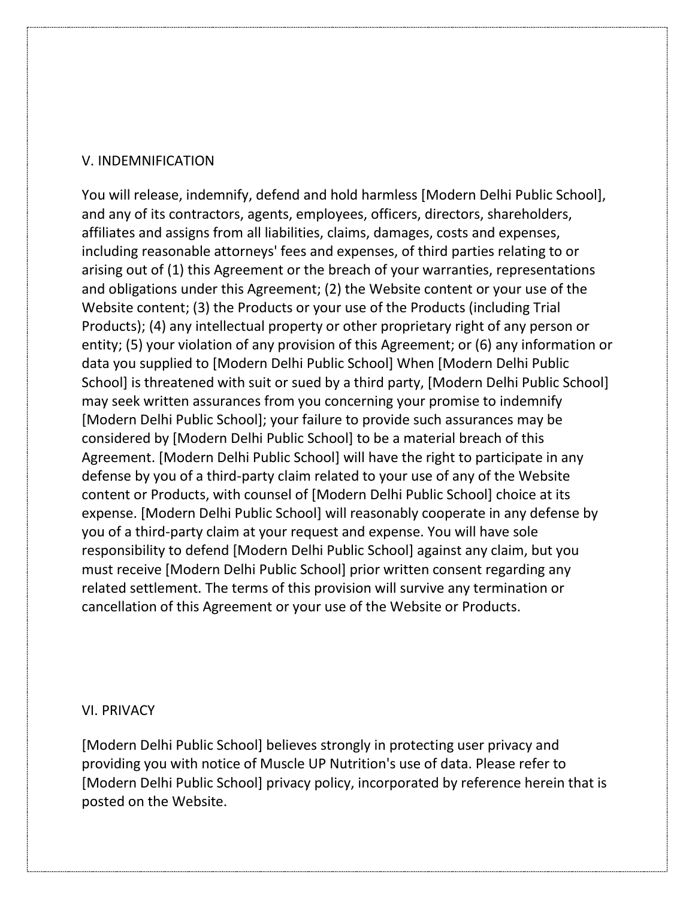## V. INDEMNIFICATION

You will release, indemnify, defend and hold harmless [Modern Delhi Public School], and any of its contractors, agents, employees, officers, directors, shareholders, affiliates and assigns from all liabilities, claims, damages, costs and expenses, including reasonable attorneys' fees and expenses, of third parties relating to or arising out of (1) this Agreement or the breach of your warranties, representations and obligations under this Agreement; (2) the Website content or your use of the Website content; (3) the Products or your use of the Products (including Trial Products); (4) any intellectual property or other proprietary right of any person or entity; (5) your violation of any provision of this Agreement; or (6) any information or data you supplied to [Modern Delhi Public School] When [Modern Delhi Public School] is threatened with suit or sued by a third party, [Modern Delhi Public School] may seek written assurances from you concerning your promise to indemnify [Modern Delhi Public School]; your failure to provide such assurances may be considered by [Modern Delhi Public School] to be a material breach of this Agreement. [Modern Delhi Public School] will have the right to participate in any defense by you of a third-party claim related to your use of any of the Website content or Products, with counsel of [Modern Delhi Public School] choice at its expense. [Modern Delhi Public School] will reasonably cooperate in any defense by you of a third-party claim at your request and expense. You will have sole responsibility to defend [Modern Delhi Public School] against any claim, but you must receive [Modern Delhi Public School] prior written consent regarding any related settlement. The terms of this provision will survive any termination or cancellation of this Agreement or your use of the Website or Products.

## VI. PRIVACY

[Modern Delhi Public School] believes strongly in protecting user privacy and providing you with notice of Muscle UP Nutrition's use of data. Please refer to [Modern Delhi Public School] privacy policy, incorporated by reference herein that is posted on the Website.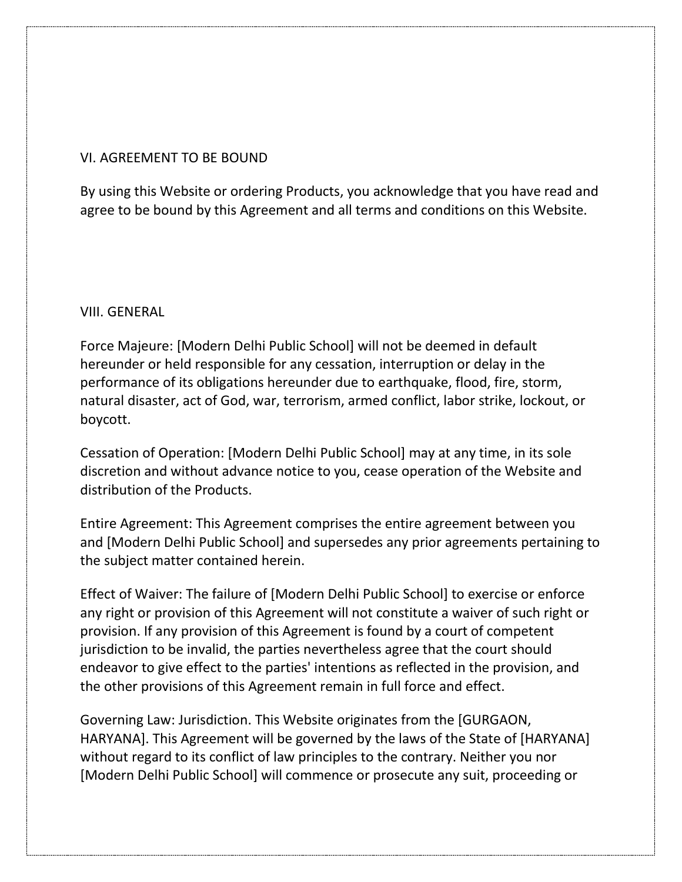## VI. AGREEMENT TO BE BOUND

By using this Website or ordering Products, you acknowledge that you have read and agree to be bound by this Agreement and all terms and conditions on this Website.

## VIII. GENERAL

Force Majeure: [Modern Delhi Public School] will not be deemed in default hereunder or held responsible for any cessation, interruption or delay in the performance of its obligations hereunder due to earthquake, flood, fire, storm, natural disaster, act of God, war, terrorism, armed conflict, labor strike, lockout, or boycott.

Cessation of Operation: [Modern Delhi Public School] may at any time, in its sole discretion and without advance notice to you, cease operation of the Website and distribution of the Products.

Entire Agreement: This Agreement comprises the entire agreement between you and [Modern Delhi Public School] and supersedes any prior agreements pertaining to the subject matter contained herein.

Effect of Waiver: The failure of [Modern Delhi Public School] to exercise or enforce any right or provision of this Agreement will not constitute a waiver of such right or provision. If any provision of this Agreement is found by a court of competent jurisdiction to be invalid, the parties nevertheless agree that the court should endeavor to give effect to the parties' intentions as reflected in the provision, and the other provisions of this Agreement remain in full force and effect.

Governing Law: Jurisdiction. This Website originates from the [GURGAON, HARYANA]. This Agreement will be governed by the laws of the State of [HARYANA] without regard to its conflict of law principles to the contrary. Neither you nor [Modern Delhi Public School] will commence or prosecute any suit, proceeding or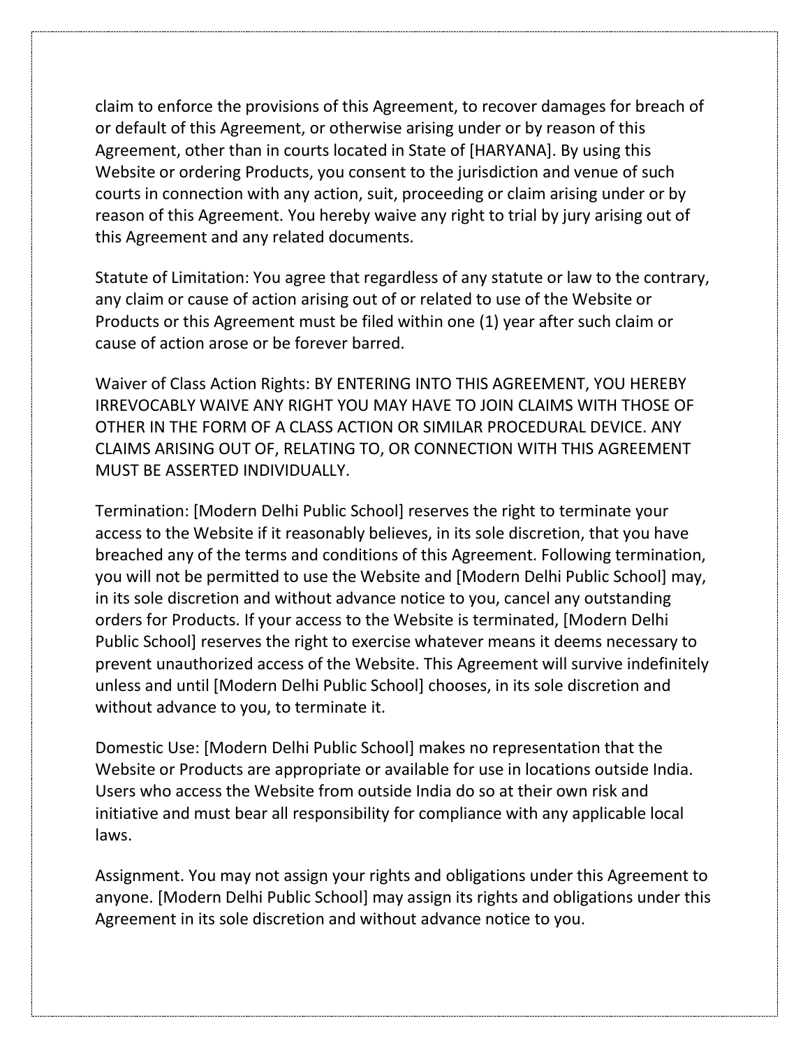claim to enforce the provisions of this Agreement, to recover damages for breach of or default of this Agreement, or otherwise arising under or by reason of this Agreement, other than in courts located in State of [HARYANA]. By using this Website or ordering Products, you consent to the jurisdiction and venue of such courts in connection with any action, suit, proceeding or claim arising under or by reason of this Agreement. You hereby waive any right to trial by jury arising out of this Agreement and any related documents.

Statute of Limitation: You agree that regardless of any statute or law to the contrary, any claim or cause of action arising out of or related to use of the Website or Products or this Agreement must be filed within one (1) year after such claim or cause of action arose or be forever barred.

Waiver of Class Action Rights: BY ENTERING INTO THIS AGREEMENT, YOU HEREBY IRREVOCABLY WAIVE ANY RIGHT YOU MAY HAVE TO JOIN CLAIMS WITH THOSE OF OTHER IN THE FORM OF A CLASS ACTION OR SIMILAR PROCEDURAL DEVICE. ANY CLAIMS ARISING OUT OF, RELATING TO, OR CONNECTION WITH THIS AGREEMENT MUST BE ASSERTED INDIVIDUALLY.

Termination: [Modern Delhi Public School] reserves the right to terminate your access to the Website if it reasonably believes, in its sole discretion, that you have breached any of the terms and conditions of this Agreement. Following termination, you will not be permitted to use the Website and [Modern Delhi Public School] may, in its sole discretion and without advance notice to you, cancel any outstanding orders for Products. If your access to the Website is terminated, [Modern Delhi Public School] reserves the right to exercise whatever means it deems necessary to prevent unauthorized access of the Website. This Agreement will survive indefinitely unless and until [Modern Delhi Public School] chooses, in its sole discretion and without advance to you, to terminate it.

Domestic Use: [Modern Delhi Public School] makes no representation that the Website or Products are appropriate or available for use in locations outside India. Users who access the Website from outside India do so at their own risk and initiative and must bear all responsibility for compliance with any applicable local laws.

Assignment. You may not assign your rights and obligations under this Agreement to anyone. [Modern Delhi Public School] may assign its rights and obligations under this Agreement in its sole discretion and without advance notice to you.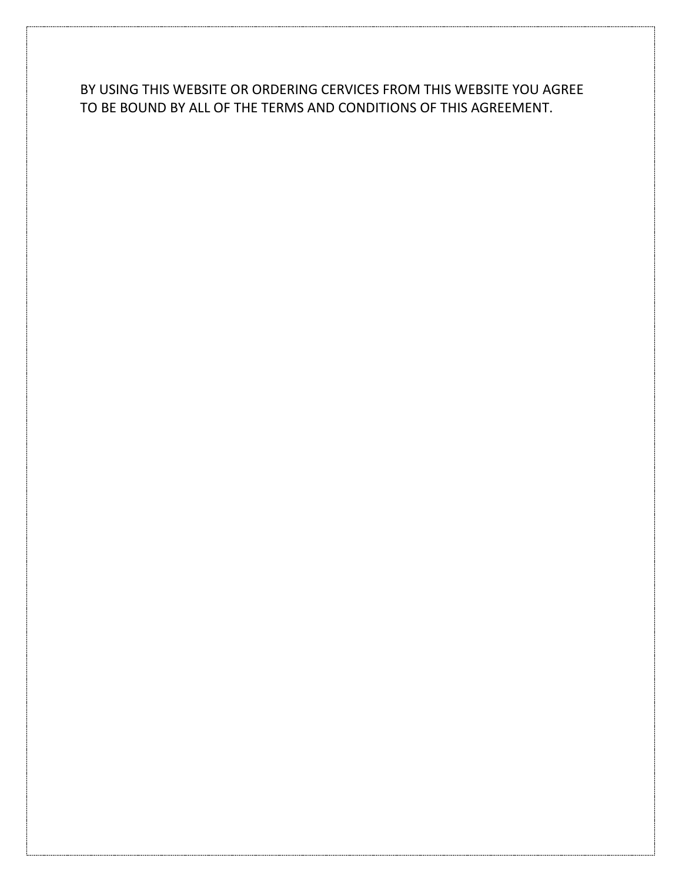BY USING THIS WEBSITE OR ORDERING CERVICES FROM THIS WEBSITE YOU AGREE TO BE BOUND BY ALL OF THE TERMS AND CONDITIONS OF THIS AGREEMENT.